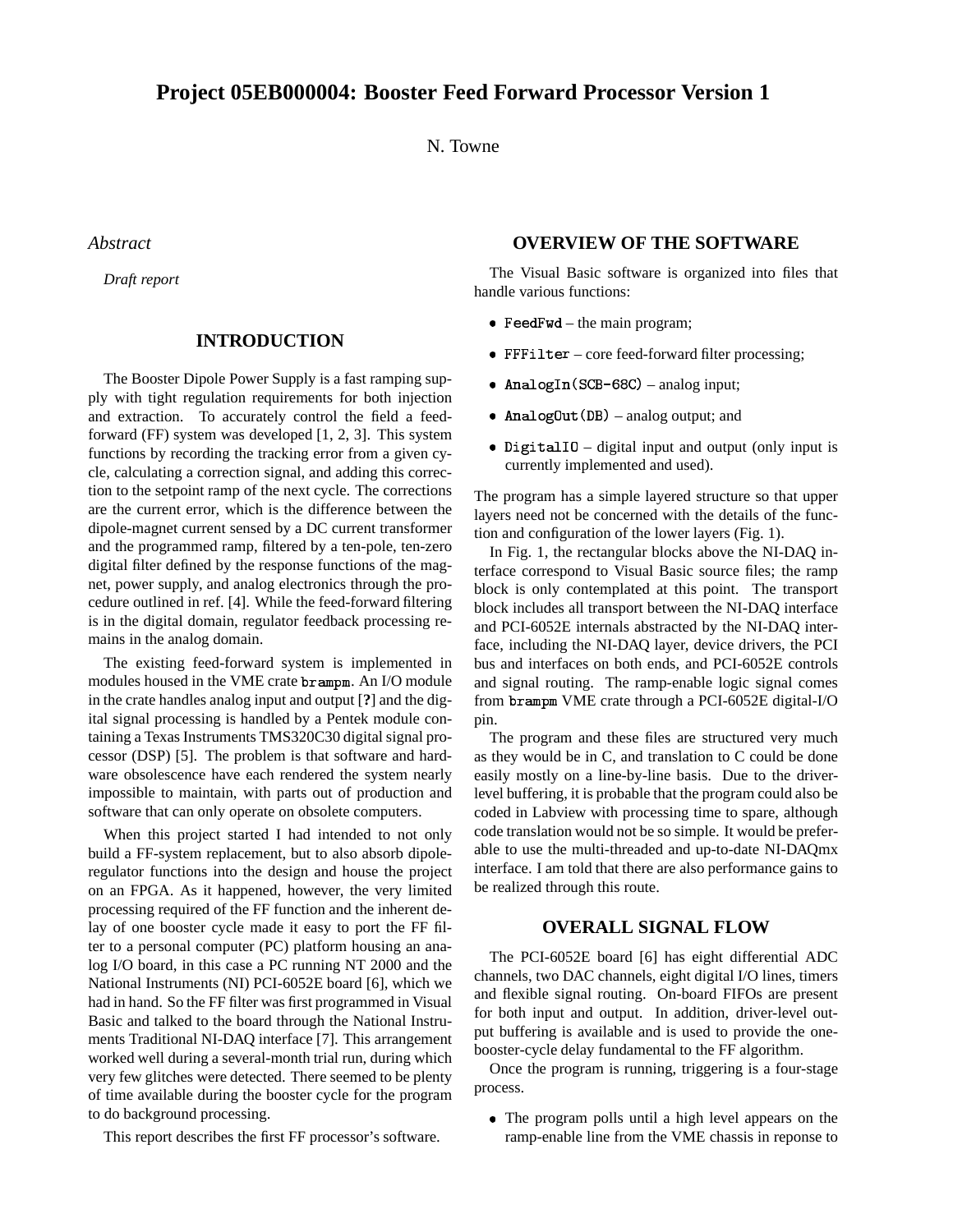# Project 05EB000004: Booster Feed Forward Processor Version 1

N. Towne

*Abstract*

*Draft report*

## INTRODUCTION

The Booster Dipole Power Supply is a fast ramping supply with tight regulation requirements for both injection and extraction. To accurately control the field a feed-forward (FF) system was developed [1, 2, 3]. This system functions by recording the tracking error from a given cycle, calculating a correction signal, and adding this correction to the setpoint ramp of the next cycle. The corrections are the current error, which is the difference between the dipole-magnet current sensed by a DC current transformer and the programmed ramp, filtered by a ten-pole, ten-zero digital filter defined by the response functions of the magnet, power supply, and analog electronics through the procedure outlined in ref. [4]. While the feed-forward filtering is in the digital domain, regulator feedback processing remains in the analog domain.

The existing feed-forward system is implemented in modules housed in the VME crate `brampm`. An I/O module in the crate handles analog input and output [?] and the digital signal processing is handled by a Pentek module containing a Texas Instruments TMS320C30 digital signal processor (DSP) [5]. The problem is that software and hardware obsolescence have each rendered the system nearly impossible to maintain, with parts out of production and software that can only operate on obsolete computers.

When this project started I had intended to not only build a FF-system replacement, but to also absorb dipole-regulator functions into the design and house the project on an FPGA. As it happened, however, the very limited processing required of the FF function and the inherent delay of one booster cycle made it easy to port the FF filter to a personal computer (PC) platform housing an analog I/O board, in this case a PC running NT 2000 and the National Instruments (NI) PCI-6052E board [6], which we had in hand. So the FF filter was first programmed in Visual Basic and talked to the board through the National Instruments Traditional NI-DAQ interface [7]. This arrangement worked well during a several-month trial run, during which very few glitches were detected. There seemed to be plenty of time available during the booster cycle for the program to do background processing.

This report describes the first FF processor's software.

## OVERVIEW OF THE SOFTWARE

The Visual Basic software is organized into files that handle various functions:

- `FeedFwd` – the main program;
- `FFFilter` – core feed-forward filter processing;
- `AnalogIn(SCB-68C)` – analog input;
- `AnalogOut(DB)` – analog output; and
- `DigitalIO` – digital input and output (only input is currently implemented and used).

The program has a simple layered structure so that upper layers need not be concerned with the details of the function and configuration of the lower layers (Fig. 1).

In Fig. 1, the rectangular blocks above the NI-DAQ interface correspond to Visual Basic source files; the ramp block is only contemplated at this point. The transport block includes all transport between the NI-DAQ interface and PCI-6052E internals abstracted by the NI-DAQ interface, including the NI-DAQ layer, device drivers, the PCI bus and interfaces on both ends, and PCI-6052E controls and signal routing. The ramp-enable logic signal comes from `brampm` VME crate through a PCI-6052E digital-I/O pin.

The program and these files are structured very much as they would be in C, and translation to C could be done easily mostly on a line-by-line basis. Due to the driver-level buffering, it is probable that the program could also be coded in Labview with processing time to spare, although code translation would not be so simple. It would be preferable to use the multi-threaded and up-to-date NI-DAQmx interface. I am told that there are also performance gains to be realized through this route.

## OVERALL SIGNAL FLOW

The PCI-6052E board [6] has eight differential ADC channels, two DAC channels, eight digital I/O lines, timers and flexible signal routing. On-board FIFOs are present for both input and output. In addition, driver-level output buffering is available and is used to provide the one-booster-cycle delay fundamental to the FF algorithm.

Once the program is running, triggering is a four-stage process.

- The program polls until a high level appears on the ramp-enable line from the VME chassis in reponse to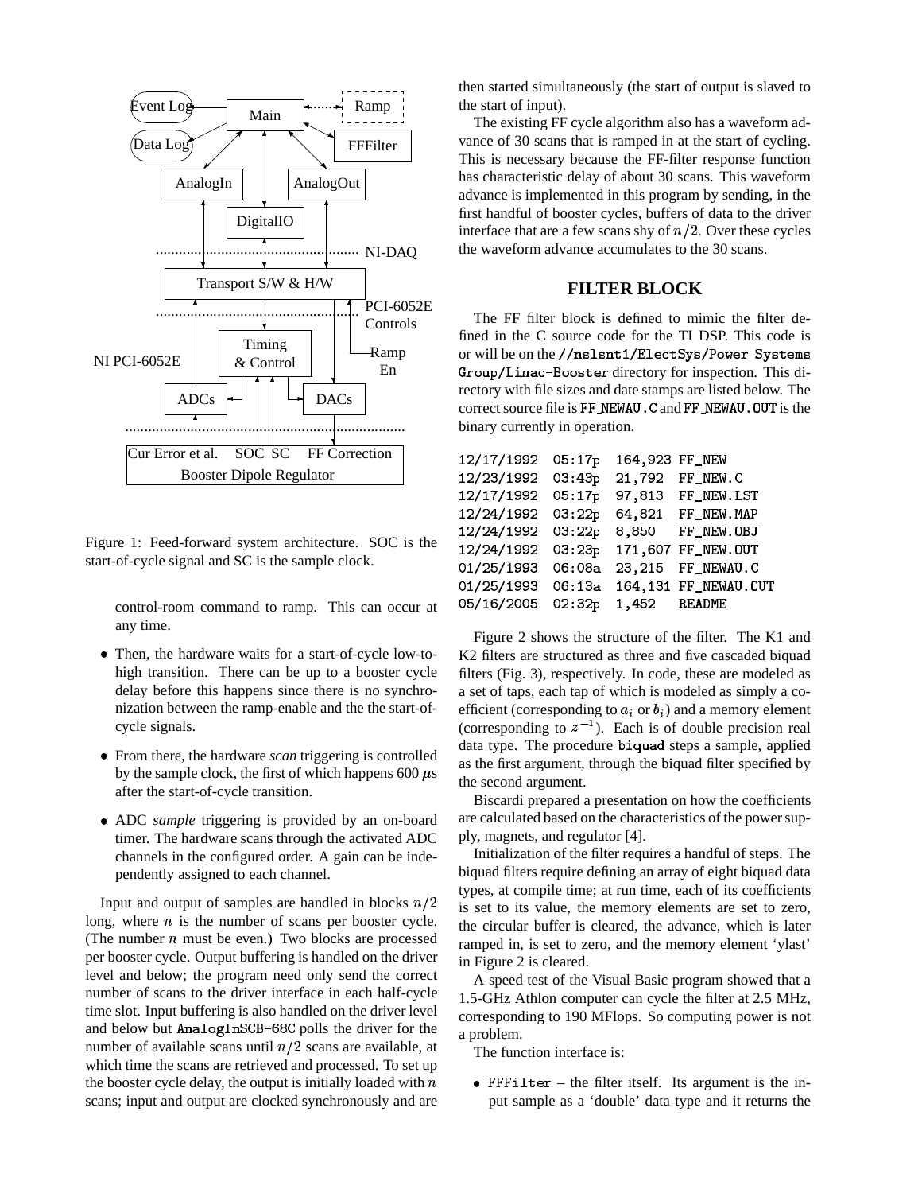Figure 1: Feed-forward system architecture. SOC is the start-of-cycle signal and SC is the sample clock.

control-room command to ramp. This can occur at any time.

- Then, the hardware waits for a start-of-cycle low-to-high transition. There can be up to a booster cycle delay before this happens since there is no synchronization between the ramp-enable and the the start-of-cycle signals.
- From there, the hardware *scan* triggering is controlled by the sample clock, the first of which happens 600 $\mu$s after the start-of-cycle transition.
- ADC *sample* triggering is provided by an on-board timer. The hardware scans through the activated ADC channels in the configured order. A gain can be independently assigned to each channel.

Input and output of samples are handled in blocks $n/2$ long, where $n$ is the number of scans per booster cycle. (The number $n$ must be even.) Two blocks are processed per booster cycle. Output buffering is handled on the driver level and below; the program need only send the correct number of scans to the driver interface in each half-cycle time slot. Input buffering is also handled on the driver level and below but `AnalogInSCB-68C` polls the driver for the number of available scans until $n/2$ scans are available, at which time the scans are retrieved and processed. To set up the booster cycle delay, the output is initially loaded with $n$ scans; input and output are clocked synchronously and are then started simultaneously (the start of output is slaved to the start of input).

The existing FF cycle algorithm also has a waveform advance of 30 scans that is ramped in at the start of cycling. This is necessary because the FF-filter response function has characteristic delay of about 30 scans. This waveform advance is implemented in this program by sending, in the first handful of booster cycles, buffers of data to the driver interface that are a few scans shy of $n/2$. Over these cycles the waveform advance accumulates to the 30 scans.

## FILTER BLOCK

The FF filter block is defined to mimic the filter defined in the C source code for the TI DSP. This code is or will be on the `//nslsnt1/ElectSys/Power Systems Group/Linac-Booster` directory for inspection. This directory with file sizes and date stamps are listed below. The correct source file is `FF_NEWAU.C` and `FF_NEWAU.OUT` is the binary currently in operation.

```
12/17/1992  05:17p  164,923 FF_NEW
12/23/1992  03:43p  21,792  FF_NEW.C
12/17/1992  05:17p  97,813  FF_NEW.LST
12/24/1992  03:22p  64,821  FF_NEW.MAP
12/24/1992  03:22p  8,850   FF_NEW.OBJ
12/24/1992  03:23p  171,607 FF_NEW.OUT
01/25/1993  06:08a  23,215  FF_NEWAU.C
01/25/1993  06:13a  164,131 FF_NEWAU.OUT
05/16/2005  02:32p  1,452   README
```

Figure 2 shows the structure of the filter. The K1 and K2 filters are structured as three and five cascaded biquad filters (Fig. 3), respectively. In code, these are modeled as a set of taps, each tap of which is modeled as simply a coefficient (corresponding to $a_i$ or $b_i$) and a memory element (corresponding to $z^{-1}$). Each is of double precision real data type. The procedure `biquad` steps a sample, applied as the first argument, through the biquad filter specified by the second argument.

Biscardi prepared a presentation on how the coefficients are calculated based on the characteristics of the power supply, magnets, and regulator [4].

Initialization of the filter requires a handful of steps. The biquad filters require defining an array of eight biquad data types, at compile time; at run time, each of its coefficients is set to its value, the memory elements are set to zero, the circular buffer is cleared, the advance, which is later ramped in, is set to zero, and the memory element 'ylast' in Figure 2 is cleared.

A speed test of the Visual Basic program showed that a 1.5-GHz Athlon computer can cycle the filter at 2.5 MHz, corresponding to 190 MFlops. So computing power is not a problem.

The function interface is:

- `FFFilter` – the filter itself. Its argument is the input sample as a 'double' data type and it returns the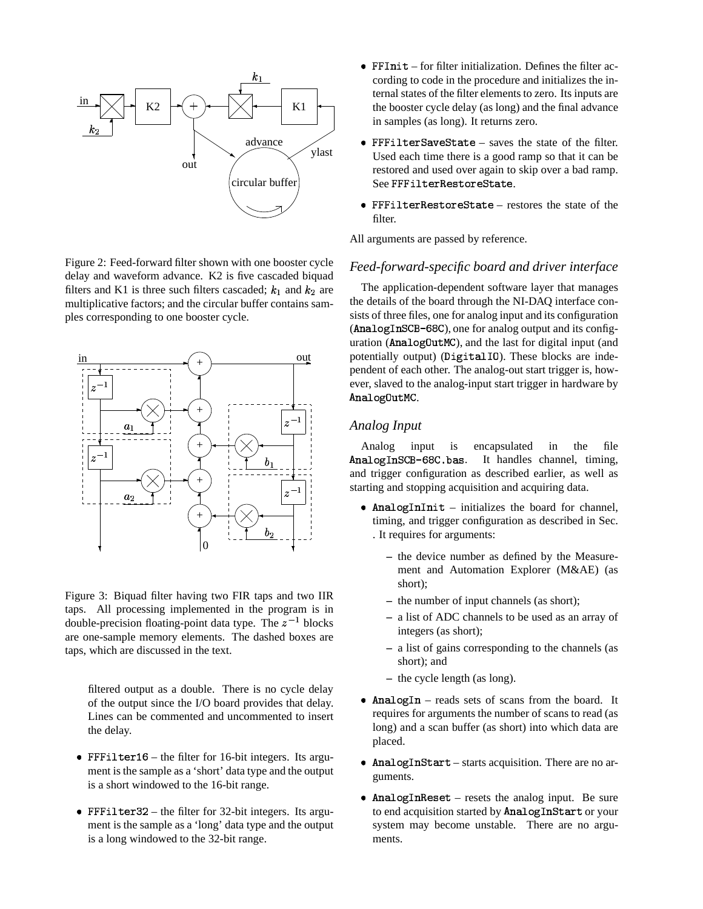Figure 2: Feed-forward filter shown with one booster cycle delay and waveform advance. K2 is five cascaded biquad filters and K1 is three such filters cascaded; $k_1$ and $k_2$ are multiplicative factors; and the circular buffer contains samples corresponding to one booster cycle.

Figure 3: Biquad filter having two FIR taps and two IIR taps. All processing implemented in the program is in double-precision floating-point data type. The $z^{-1}$ blocks are one-sample memory elements. The dashed boxes are taps, which are discussed in the text.

filtered output as a double. There is no cycle delay of the output since the I/O board provides that delay. Lines can be commented and uncommented to insert the delay.

- `FFFilter16` – the filter for 16-bit integers. Its argument is the sample as a 'short' data type and the output is a short windowed to the 16-bit range.
- `FFFilter32` – the filter for 32-bit integers. Its argument is the sample as a 'long' data type and the output is a long windowed to the 32-bit range.
- `FFInit` – for filter initialization. Defines the filter according to code in the procedure and initializes the internal states of the filter elements to zero. Its inputs are the booster cycle delay (as long) and the final advance in samples (as long). It returns zero.
- `FFFilterSaveState` – saves the state of the filter. Used each time there is a good ramp so that it can be restored and used over again to skip over a bad ramp. See `FFFilterRestoreState`.
- `FFFilterRestoreState` – restores the state of the filter.

All arguments are passed by reference.

## *Feed-forward-specific board and driver interface*

The application-dependent software layer that manages the details of the board through the NI-DAQ interface consists of three files, one for analog input and its configuration (`AnalogInSCB-68C`), one for analog output and its configuration (`AnalogOutMC`), and the last for digital input (and potentially output) (`DigitalIO`). These blocks are independent of each other. The analog-out start trigger is, however, slaved to the analog-input start trigger in hardware by `AnalogOutMC`.

## *Analog Input*

Analog input is encapsulated in the file `AnalogInSCB-68C.bas`. It handles channel, timing, and trigger configuration as described earlier, as well as starting and stopping acquisition and acquiring data.

- `AnalogInInit` – initializes the board for channel, timing, and trigger configuration as described in Sec. . It requires for arguments:
  - the device number as defined by the Measurement and Automation Explorer (M&AE) (as short);
  - the number of input channels (as short);
  - a list of ADC channels to be used as an array of integers (as short);
  - a list of gains corresponding to the channels (as short); and
  - the cycle length (as long).
- `AnalogIn` – reads sets of scans from the board. It requires for arguments the number of scans to read (as long) and a scan buffer (as short) into which data are placed.
- `AnalogInStart` – starts acquisition. There are no arguments.
- `AnalogInReset` – resets the analog input. Be sure to end acquisition started by `AnalogInStart` or your system may become unstable. There are no arguments.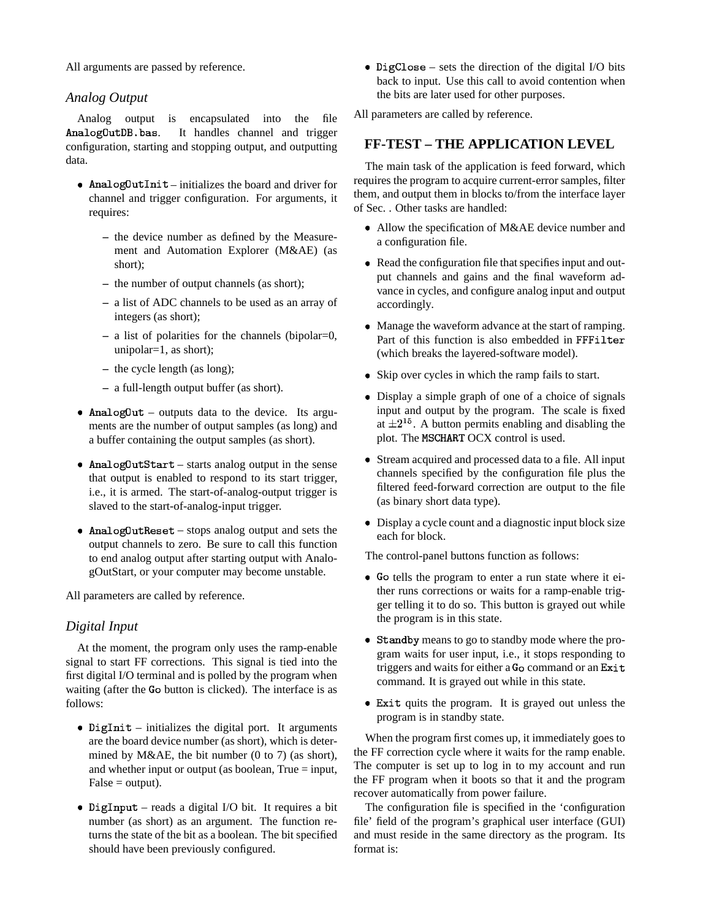All arguments are passed by reference.

### *Analog Output*

Analog output is encapsulated into the file `AnalogOutDB.bas`. It handles channel and trigger configuration, starting and stopping output, and outputting data.

- `AnalogOutInit` – initializes the board and driver for channel and trigger configuration. For arguments, it requires:
  - the device number as defined by the Measurement and Automation Explorer (M&AE) (as short);
  - the number of output channels (as short);
  - a list of ADC channels to be used as an array of integers (as short);
  - a list of polarities for the channels (bipolar=0, unipolar=1, as short);
  - the cycle length (as long);
  - a full-length output buffer (as short).
- `AnalogOut` – outputs data to the device. Its arguments are the number of output samples (as long) and a buffer containing the output samples (as short).
- `AnalogOutStart` – starts analog output in the sense that output is enabled to respond to its start trigger, i.e., it is armed. The start-of-analog-output trigger is slaved to the start-of-analog-input trigger.
- `AnalogOutReset` – stops analog output and sets the output channels to zero. Be sure to call this function to end analog output after starting output with AnalogOutStart, or your computer may become unstable.

All parameters are called by reference.

### *Digital Input*

At the moment, the program only uses the ramp-enable signal to start FF corrections. This signal is tied into the first digital I/O terminal and is polled by the program when waiting (after the `Go` button is clicked). The interface is as follows:

- `DigInit` – initializes the digital port. It arguments are the board device number (as short), which is determined by M&AE, the bit number (0 to 7) (as short), and whether input or output (as boolean, True = input, False = output).
- `DigInput` – reads a digital I/O bit. It requires a bit number (as short) as an argument. The function returns the state of the bit as a boolean. The bit specified should have been previously configured.
- `DigClose` – sets the direction of the digital I/O bits back to input. Use this call to avoid contention when the bits are later used for other purposes.

All parameters are called by reference.

## FF-TEST – THE APPLICATION LEVEL

The main task of the application is feed forward, which requires the program to acquire current-error samples, filter them, and output them in blocks to/from the interface layer of Sec. . Other tasks are handled:

- Allow the specification of M&AE device number and a configuration file.
- Read the configuration file that specifies input and output channels and gains and the final waveform advance in cycles, and configure analog input and output accordingly.
- Manage the waveform advance at the start of ramping. Part of this function is also embedded in `FFFilter` (which breaks the layered-software model).
- Skip over cycles in which the ramp fails to start.
- Display a simple graph of one of a choice of signals input and output by the program. The scale is fixed at $\pm 2^{15}$. A button permits enabling and disabling the plot. The `MSCHART` OCX control is used.
- Stream acquired and processed data to a file. All input channels specified by the configuration file plus the filtered feed-forward correction are output to the file (as binary short data type).
- Display a cycle count and a diagnostic input block size each for block.

The control-panel buttons function as follows:

- `Go` tells the program to enter a run state where it either runs corrections or waits for a ramp-enable trigger telling it to do so. This button is grayed out while the program is in this state.
- `Standby` means to go to standby mode where the program waits for user input, i.e., it stops responding to triggers and waits for either a `Go` command or an `Exit` command. It is grayed out while in this state.
- `Exit` quits the program. It is grayed out unless the program is in standby state.

When the program first comes up, it immediately goes to the FF correction cycle where it waits for the ramp enable. The computer is set up to log in to my account and run the FF program when it boots so that it and the program recover automatically from power failure.

The configuration file is specified in the 'configuration file' field of the program's graphical user interface (GUI) and must reside in the same directory as the program. Its format is: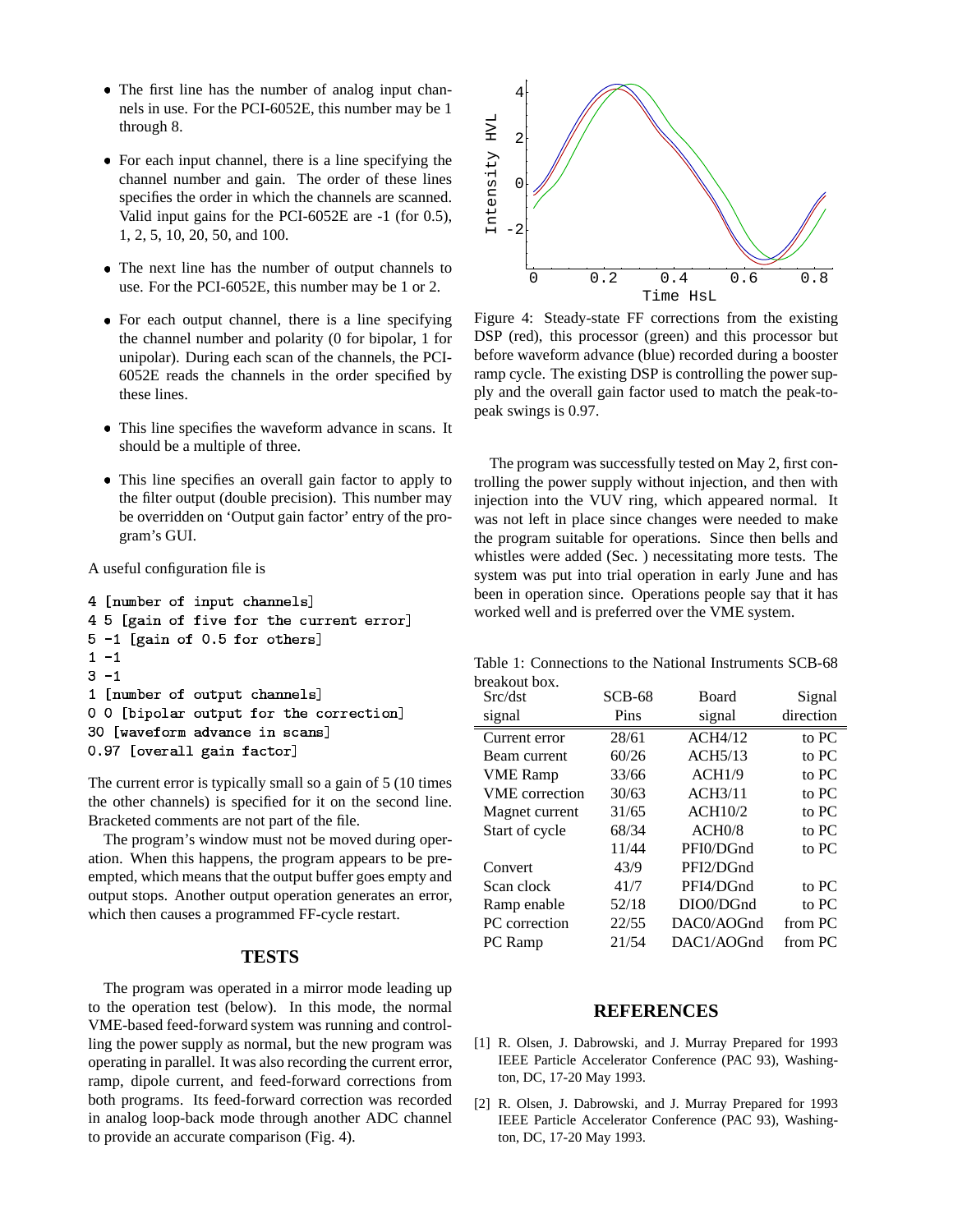- The first line has the number of analog input channels in use. For the PCI-6052E, this number may be 1 through 8.
- For each input channel, there is a line specifying the channel number and gain. The order of these lines specifies the order in which the channels are scanned. Valid input gains for the PCI-6052E are -1 (for 0.5), 1, 2, 5, 10, 20, 50, and 100.
- The next line has the number of output channels to use. For the PCI-6052E, this number may be 1 or 2.
- For each output channel, there is a line specifying the channel number and polarity (0 for bipolar, 1 for unipolar). During each scan of the channels, the PCI-6052E reads the channels in the order specified by these lines.
- This line specifies the waveform advance in scans. It should be a multiple of three.
- This line specifies an overall gain factor to apply to the filter output (double precision). This number may be overridden on 'Output gain factor' entry of the program's GUI.

A useful configuration file is

```
4 [number of input channels]
4 5 [gain of five for the current error]
5 -1 [gain of 0.5 for others]
1 -1
3 -1
1 [number of output channels]
0 0 [bipolar output for the correction]
30 [waveform advance in scans]
0.97 [overall gain factor]
```

The current error is typically small so a gain of 5 (10 times the other channels) is specified for it on the second line. Bracketed comments are not part of the file.

The program's window must not be moved during operation. When this happens, the program appears to be preempted, which means that the output buffer goes empty and output stops. Another output operation generates an error, which then causes a programmed FF-cycle restart.

## TESTS

The program was operated in a mirror mode leading up to the operation test (below). In this mode, the normal VME-based feed-forward system was running and controlling the power supply as normal, but the new program was operating in parallel. It was also recording the current error, ramp, dipole current, and feed-forward corrections from both programs. Its feed-forward correction was recorded in analog loop-back mode through another ADC channel to provide an accurate comparison (Fig. 4).

Figure 4: Steady-state FF corrections from the existing DSP (red), this processor (green) and this processor but before waveform advance (blue) recorded during a booster ramp cycle. The existing DSP is controlling the power supply and the overall gain factor used to match the peak-to-peak swings is 0.97.

The program was successfully tested on May 2, first controlling the power supply without injection, and then with injection into the VUV ring, which appeared normal. It was not left in place since changes were needed to make the program suitable for operations. Since then bells and whistles were added (Sec. ) necessitating more tests. The system was put into trial operation in early June and has been in operation since. Operations people say that it has worked well and is preferred over the VME system.

Table 1: Connections to the National Instruments SCB-68 breakout box.

| Src/dst signal | SCB-68 Pins | Board signal | Signal direction |
|---|---|---|---|
| Current error | 28/61 | ACH4/12 | to PC |
| Beam current | 60/26 | ACH5/13 | to PC |
| VME Ramp | 33/66 | ACH1/9 | to PC |
| VME correction | 30/63 | ACH3/11 | to PC |
| Magnet current | 31/65 | ACH10/2 | to PC |
| Start of cycle | 68/34 | ACH0/8 | to PC |
| | 11/44 | PFI0/DGnd | to PC |
| Convert | 43/9 | PFI2/DGnd | |
| Scan clock | 41/7 | PFI4/DGnd | to PC |
| Ramp enable | 52/18 | DIO0/DGnd | to PC |
| PC correction | 22/55 | DAC0/AOGnd | from PC |
| PC Ramp | 21/54 | DAC1/AOGnd | from PC |

## REFERENCES

[1] R. Olsen, J. Dabrowski, and J. Murray Prepared for 1993 IEEE Particle Accelerator Conference (PAC 93), Washington, DC, 17-20 May 1993.

[2] R. Olsen, J. Dabrowski, and J. Murray Prepared for 1993 IEEE Particle Accelerator Conference (PAC 93), Washington, DC, 17-20 May 1993.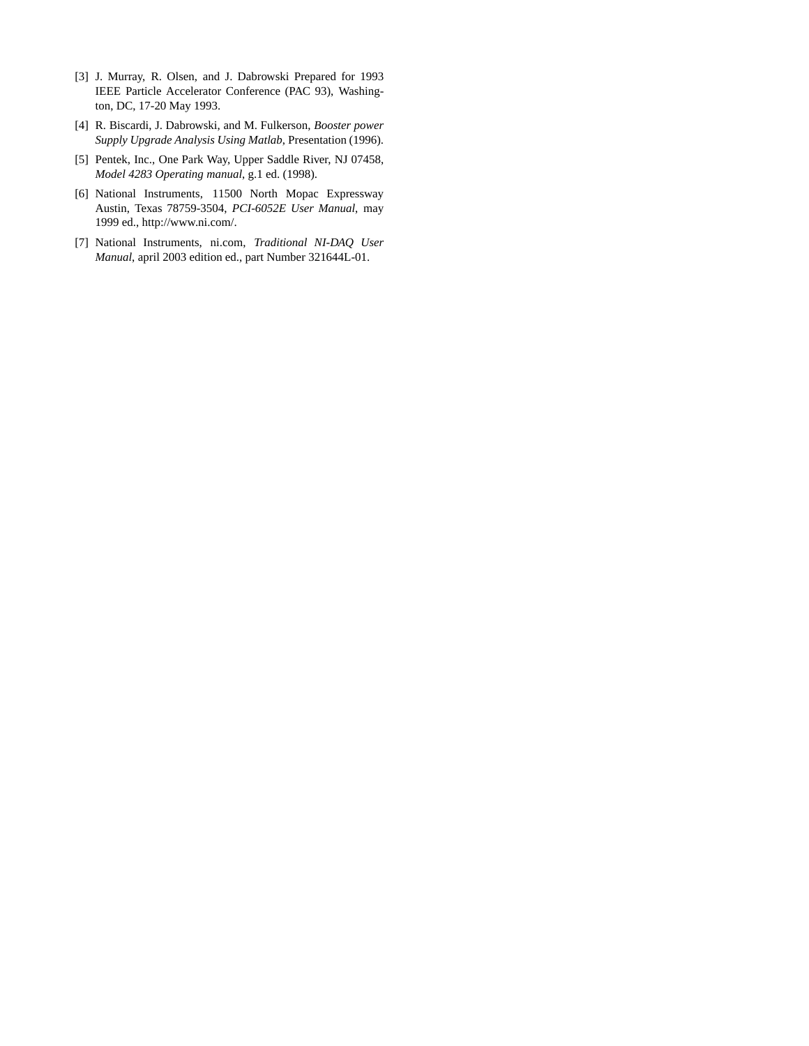[3] J. Murray, R. Olsen, and J. Dabrowski Prepared for 1993 IEEE Particle Accelerator Conference (PAC 93), Washington, DC, 17-20 May 1993.

[4] R. Biscardi, J. Dabrowski, and M. Fulkerson, *Booster power Supply Upgrade Analysis Using Matlab*, Presentation (1996).

[5] Pentek, Inc., One Park Way, Upper Saddle River, NJ 07458, *Model 4283 Operating manual*, g.1 ed. (1998).

[6] National Instruments, 11500 North Mopac Expressway Austin, Texas 78759-3504, *PCI-6052E User Manual*, may 1999 ed., http://www.ni.com/.

[7] National Instruments, ni.com, *Traditional NI-DAQ User Manual*, april 2003 edition ed., part Number 321644L-01.